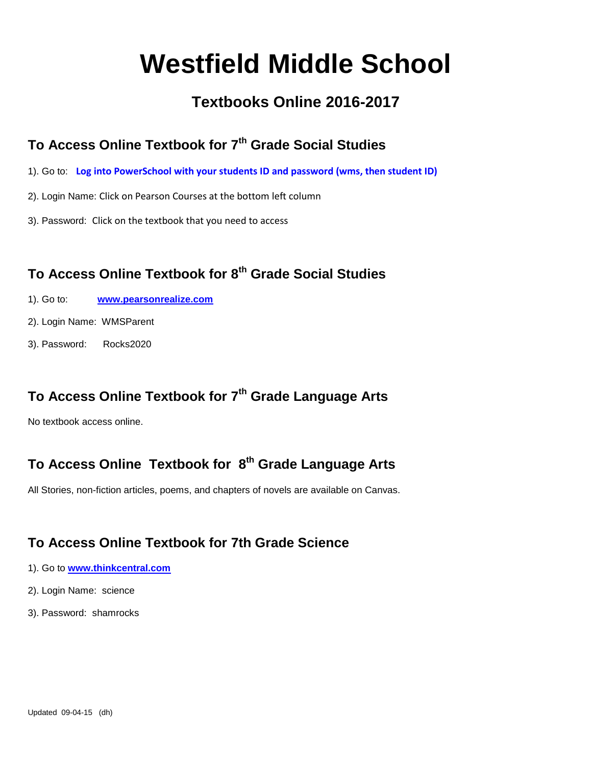# Westfield Middle School

## Textbooks Online 2016-2017

### To Access Online Textbook for 7th Grade Social Studies

1). Go to: **Log into PowerSchool with your students ID and password (wms, then student ID)**

2). Login Name: Click on Pearson Courses at the bottom left column

3). Password: Click on the textbook that you need to access

### To Access Online Textbook for 8th Grade Social Studies

1). Go to: **www.pearsonrealize.com**

2). Login Name: WMSParent

3). Password: Rocks2020

### To Access Online Textbook for 7th Grade Language Arts

No textbook access online.

### To Access Online Textbook for 8th Grade Language Arts

All Stories, non-fiction articles, poems, and chapters of novels are available on Canvas.

### To Access Online Textbook for 7th Grade Science

1). Go to **www.thinkcentral.com**

2). Login Name: science

3). Password: shamrocks

Updated 09-04-15 (dh)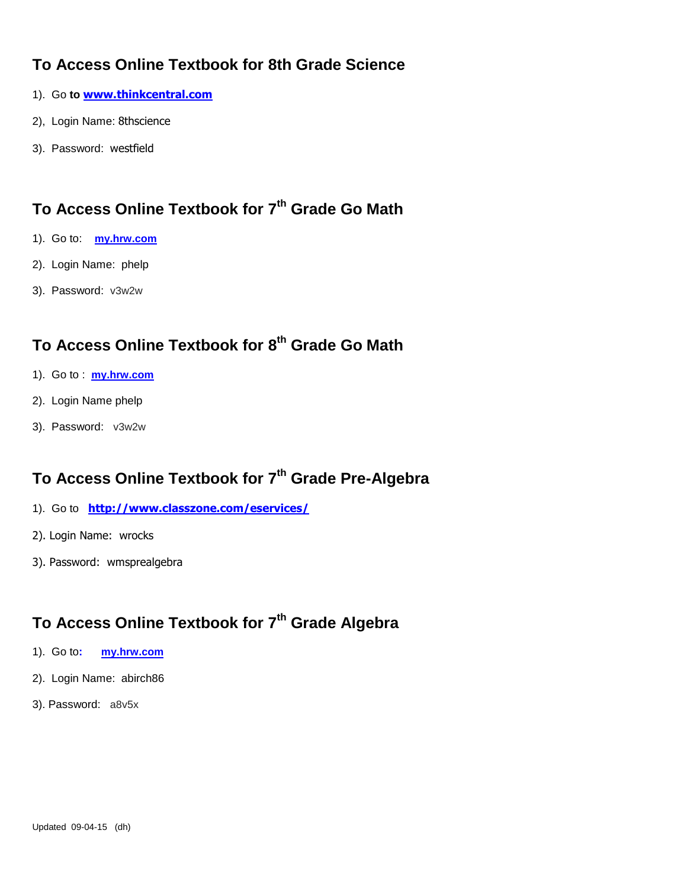## To Access Online Textbook for 8th Grade Science

1). Go **to** **www.thinkcentral.com**

2), Login Name: 8thscience

3). Password: westfield

## To Access Online Textbook for 7th Grade Go Math

1). Go to: **my.hrw.com**

2). Login Name: phelp

3). Password: v3w2w

## To Access Online Textbook for 8th Grade Go Math

1). Go to : **my.hrw.com**

2). Login Name phelp

3). Password: v3w2w

## To Access Online Textbook for 7th Grade Pre-Algebra

1). Go to **http://www.classzone.com/eservices/**

2). Login Name: wrocks

3). Password: wmsprealgebra

## To Access Online Textbook for 7th Grade Algebra

1). Go to**:** **my.hrw.com**

2). Login Name: abirch86

3). Password: a8v5x

Updated 09-04-15 (dh)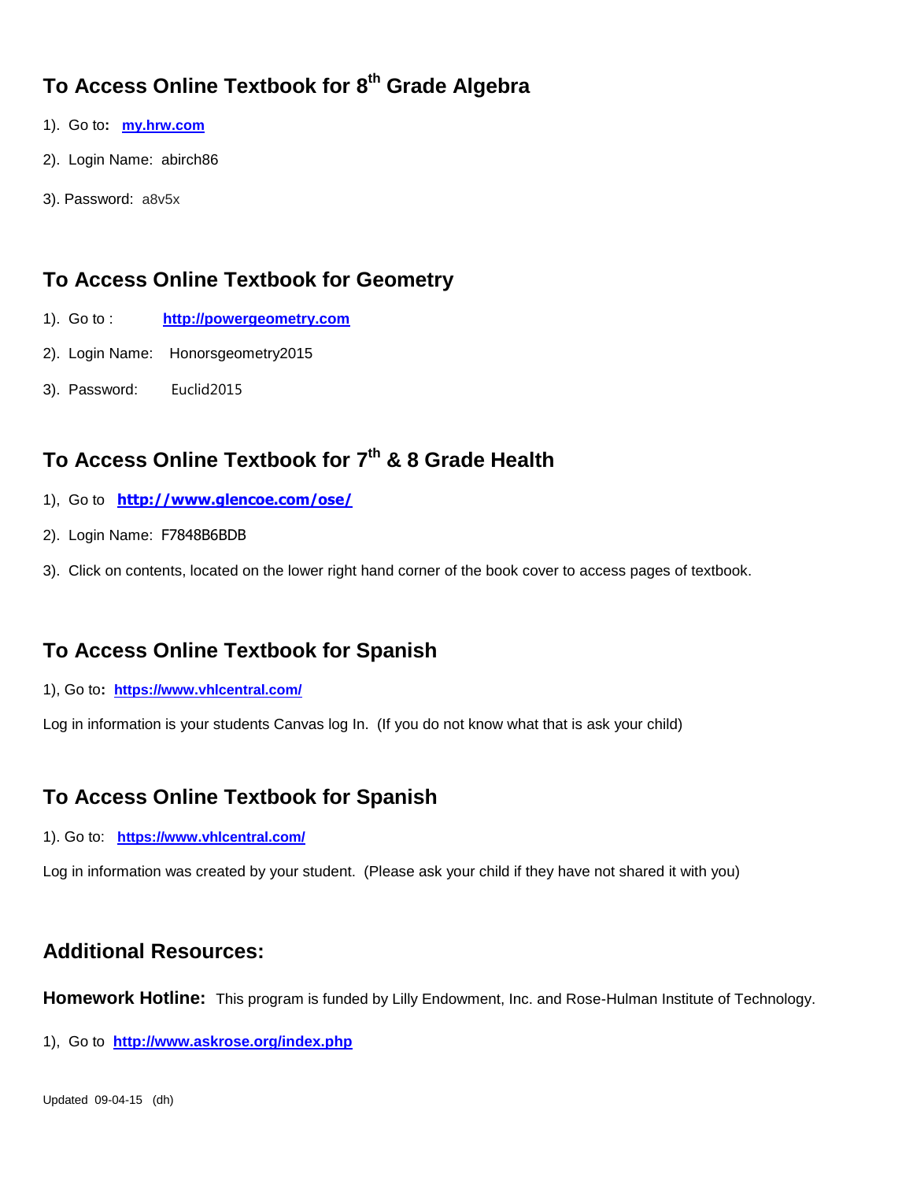## To Access Online Textbook for 8th Grade Algebra

1). Go to**:** **my.hrw.com**

2). Login Name: abirch86

3). Password: a8v5x

## To Access Online Textbook for Geometry

1). Go to : **http://powergeometry.com**

2). Login Name: Honorsgeometry2015

3). Password: Euclid2015

## To Access Online Textbook for 7th & 8 Grade Health

1), Go to **http://www.glencoe.com/ose/**

2). Login Name: F7848B6BDB

3). Click on contents, located on the lower right hand corner of the book cover to access pages of textbook.

## To Access Online Textbook for Spanish

1), Go to**:** **https://www.vhlcentral.com/**

Log in information is your students Canvas log In. (If you do not know what that is ask your child)

## To Access Online Textbook for Spanish

1). Go to: **https://www.vhlcentral.com/**

Log in information was created by your student. (Please ask your child if they have not shared it with you)

## Additional Resources:

**Homework Hotline:** This program is funded by Lilly Endowment, Inc. and Rose-Hulman Institute of Technology.

1), Go to **http://www.askrose.org/index.php**

Updated 09-04-15 (dh)